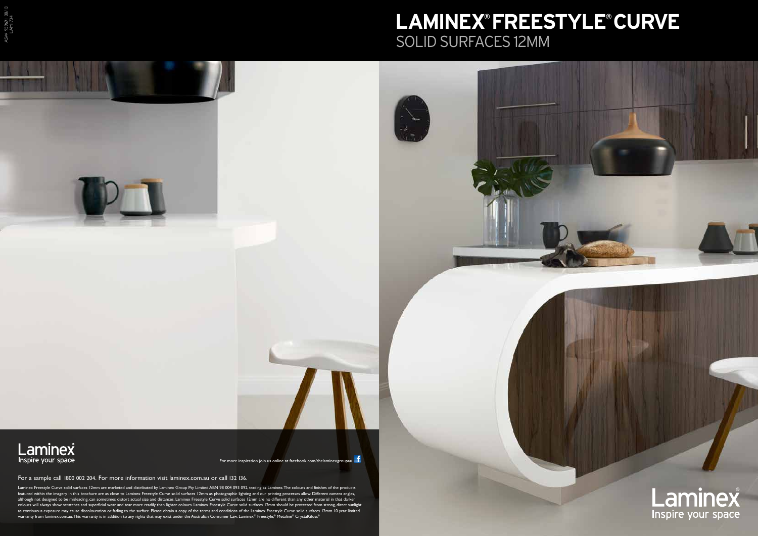# LAMINEX® FREESTYLE® CURVE

## SOLID SURFACES 12MM

Laminex
Inspire your space

For more inspiration join us online at facebook.com/thelaminexgroupau

For a sample call 1800 002 204. For more information visit laminex.com.au or call 132 136.

Laminex Freestyle Curve solid surfaces 12mm are marketed and distributed by Laminex Group Pty Limited ABN 98 004 093 092, trading as Laminex. The colours and finishes of the products featured within the imagery in this brochure are as close to Laminex Freestyle Curve solid surfaces 12mm as photographic lighting and our printing processes allow. Different camera angles, although not designed to be misleading, can sometimes distort actual size and distances. Laminex Freestyle Curve solid surfaces 12mm are no different than any other material in that darker colours will always show scratches and superficial wear and tear more readily than lighter colours. Laminex Freestyle Curve solid surfaces 12mm should be protected from strong, direct sunlight as continuous exposure may cause discolouration or fading to the surface. Please obtain a copy of the terms and conditions of the Laminex Freestyle Curve solid surfaces 12mm 10 year limited warranty from laminex.com.au. This warranty is in addition to any rights that may exist under the Australian Consumer Law. Laminex,® Freestyle,® Metaline® CrystalGloss®

Laminex®
Inspire your space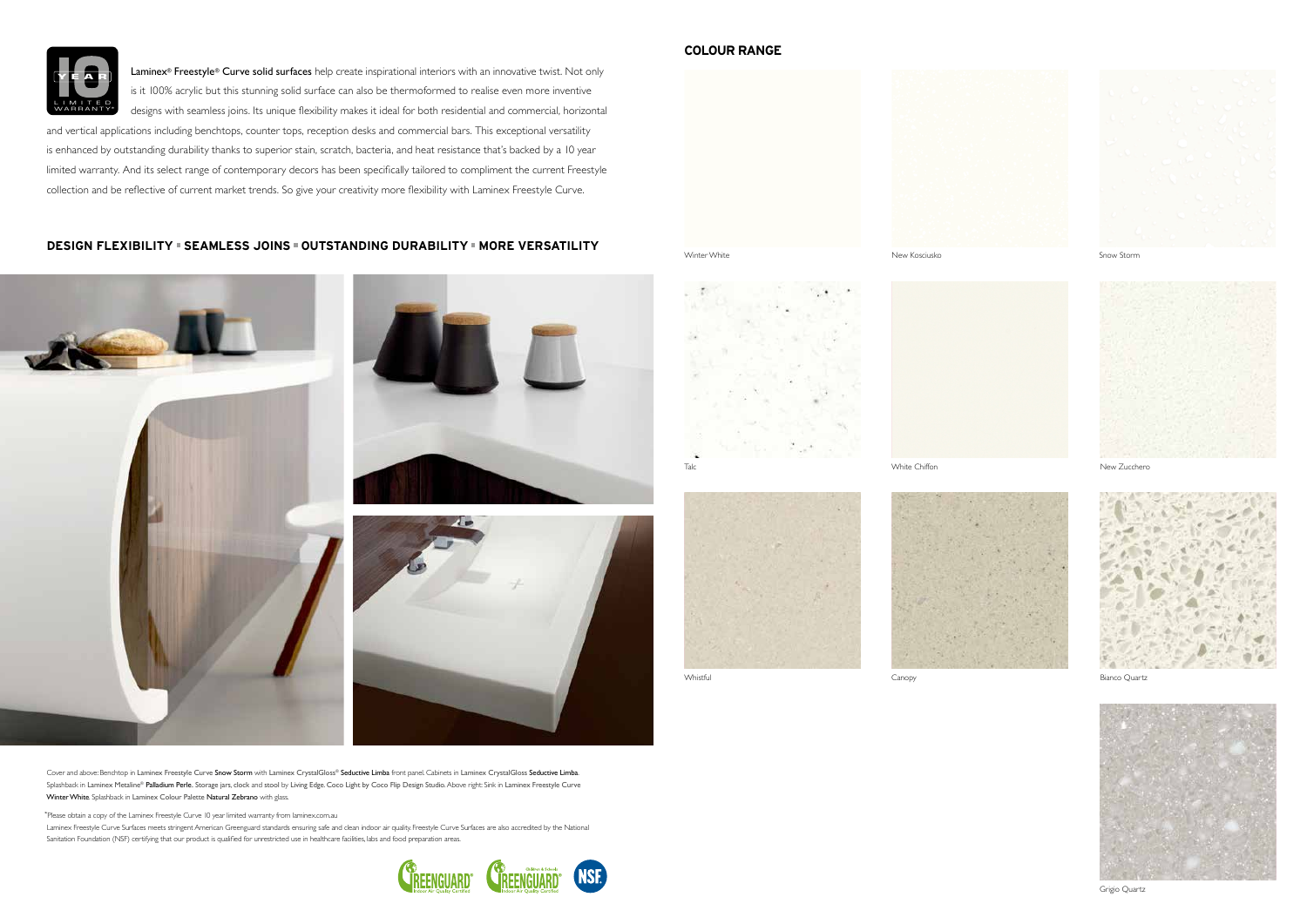**10 YEAR LIMITED WARRANTY***

**Laminex® Freestyle® Curve solid surfaces** help create inspirational interiors with an innovative twist. Not only is it 100% acrylic but this stunning solid surface can also be thermoformed to realise even more inventive designs with seamless joins. Its unique flexibility makes it ideal for both residential and commercial, horizontal and vertical applications including benchtops, counter tops, reception desks and commercial bars. This exceptional versatility is enhanced by outstanding durability thanks to superior stain, scratch, bacteria, and heat resistance that's backed by a 10 year limited warranty. And its select range of contemporary decors has been specifically tailored to compliment the current Freestyle collection and be reflective of current market trends. So give your creativity more flexibility with Laminex Freestyle Curve.

## DESIGN FLEXIBILITY ▪ SEAMLESS JOINS ▪ OUTSTANDING DURABILITY ▪ MORE VERSATILITY

Cover and above: Benchtop in Laminex Freestyle Curve **Snow Storm** with Laminex CrystalGloss® **Seductive Limba** front panel. Cabinets in Laminex CrystalGloss **Seductive Limba**. Splashback in Laminex Metaline® **Palladium Perle**. Storage jars, clock and stool by Living Edge. Coco Light by Coco Flip Design Studio. Above right: Sink in Laminex Freestyle Curve **Winter White**. Splashback in Laminex Colour Palette **Natural Zebrano** with glass.

*Please obtain a copy of the Laminex Freestyle Curve 10 year limited warranty from laminex.com.au

Laminex Freestyle Curve Surfaces meets stringent American Greenguard standards ensuring safe and clean indoor air quality. Freestyle Curve Surfaces are also accredited by the National Sanitation Foundation (NSF) certifying that our product is qualified for unrestricted use in healthcare facilities, labs and food preparation areas.

GREENGUARD® Indoor Air Quality Certified

GREENGUARD® Children & Schools Indoor Air Quality Certified

NSF

## COLOUR RANGE

Winter White

New Kosciusko

Snow Storm

Talc

White Chiffon

New Zucchero

Whistful

Canopy

Bianco Quartz

Grigio Quartz